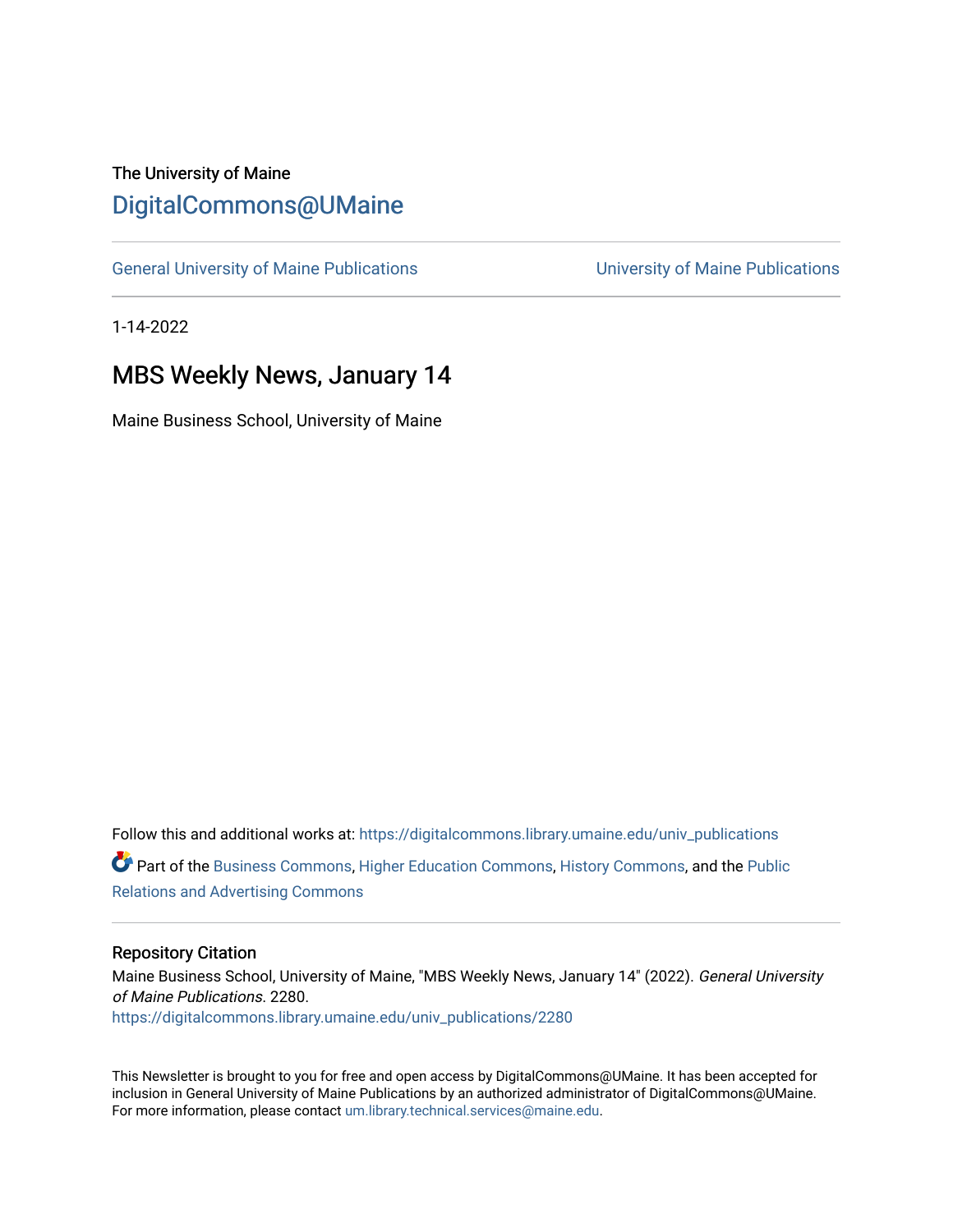The University of Maine

# DigitalCommons@UMaine

General University of Maine Publications | University of Maine Publications

1-14-2022

## MBS Weekly News, January 14

Maine Business School, University of Maine

Follow this and additional works at: https://digitalcommons.library.umaine.edu/univ_publications

Part of the Business Commons, Higher Education Commons, History Commons, and the Public Relations and Advertising Commons

### Repository Citation

Maine Business School, University of Maine, "MBS Weekly News, January 14" (2022). *General University of Maine Publications*. 2280.
https://digitalcommons.library.umaine.edu/univ_publications/2280

This Newsletter is brought to you for free and open access by DigitalCommons@UMaine. It has been accepted for inclusion in General University of Maine Publications by an authorized administrator of DigitalCommons@UMaine. For more information, please contact um.library.technical.services@maine.edu.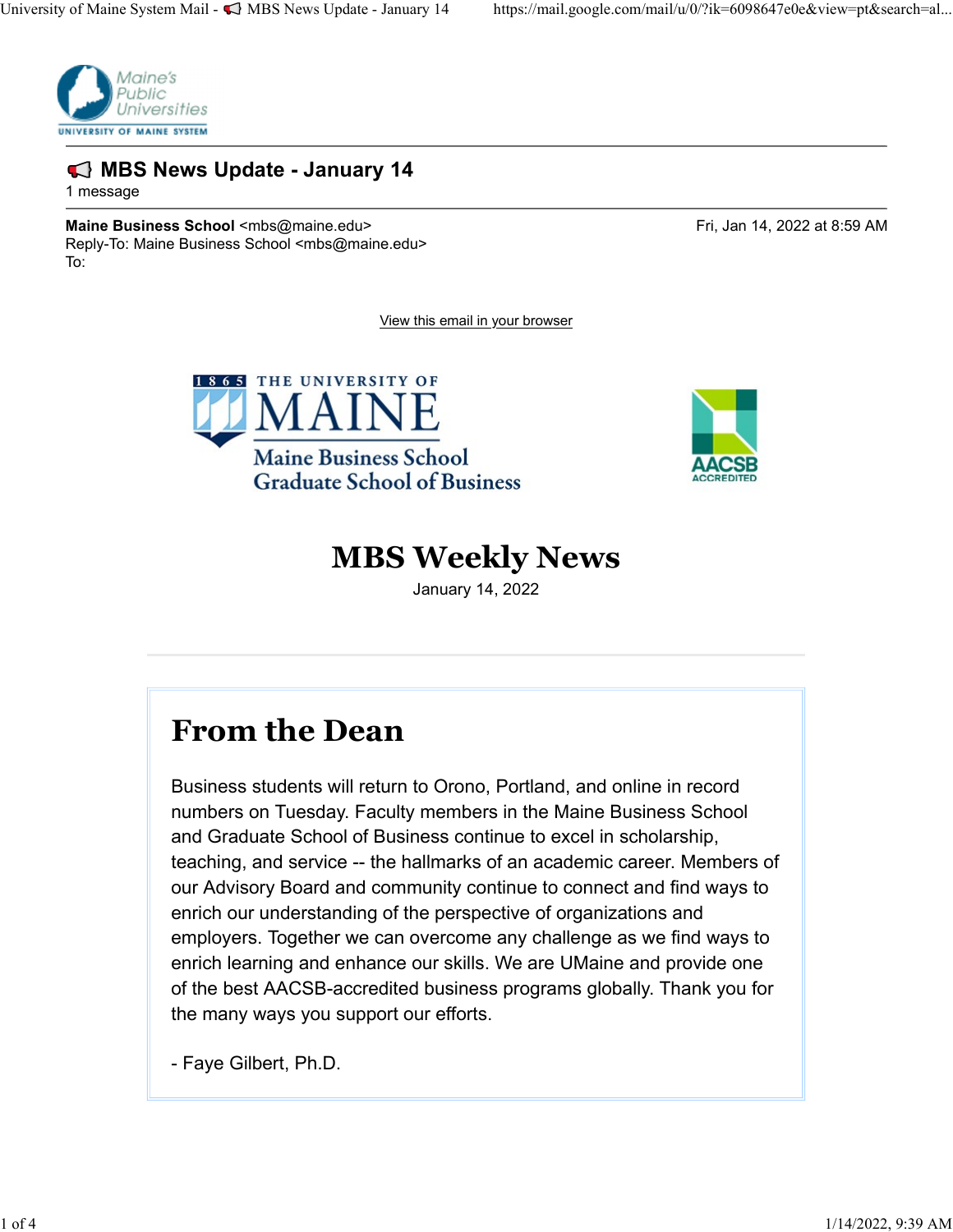# MBS News Update - January 14

1 message

**Maine Business School** <mbs@maine.edu>
Reply-To: Maine Business School <mbs@maine.edu>
To:

Fri, Jan 14, 2022 at 8:59 AM

View this email in your browser

# MBS Weekly News

January 14, 2022

## From the Dean

Business students will return to Orono, Portland, and online in record numbers on Tuesday. Faculty members in the Maine Business School and Graduate School of Business continue to excel in scholarship, teaching, and service -- the hallmarks of an academic career. Members of our Advisory Board and community continue to connect and find ways to enrich our understanding of the perspective of organizations and employers. Together we can overcome any challenge as we find ways to enrich learning and enhance our skills. We are UMaine and provide one of the best AACSB-accredited business programs globally. Thank you for the many ways you support our efforts.

- Faye Gilbert, Ph.D.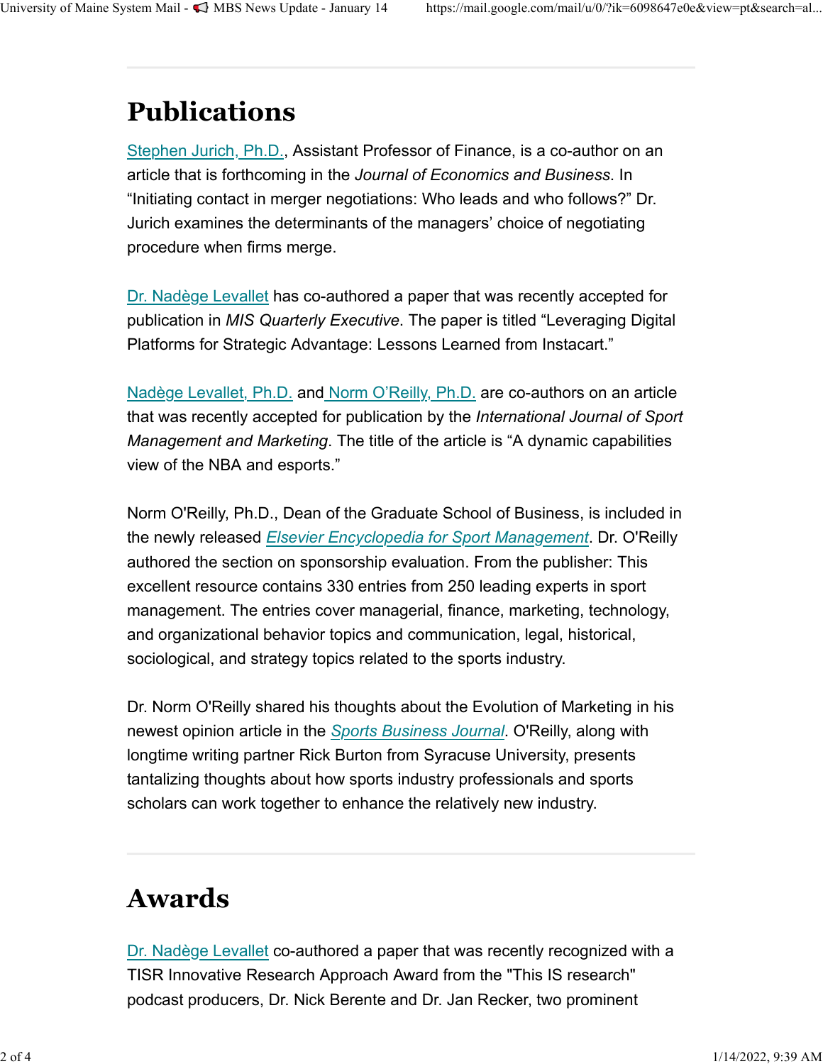# Publications

Stephen Jurich, Ph.D., Assistant Professor of Finance, is a co-author on an article that is forthcoming in the *Journal of Economics and Business*. In "Initiating contact in merger negotiations: Who leads and who follows?" Dr. Jurich examines the determinants of the managers' choice of negotiating procedure when firms merge.

Dr. Nadège Levallet has co-authored a paper that was recently accepted for publication in *MIS Quarterly Executive*. The paper is titled "Leveraging Digital Platforms for Strategic Advantage: Lessons Learned from Instacart."

Nadège Levallet, Ph.D. and Norm O'Reilly, Ph.D. are co-authors on an article that was recently accepted for publication by the *International Journal of Sport Management and Marketing*. The title of the article is "A dynamic capabilities view of the NBA and esports."

Norm O'Reilly, Ph.D., Dean of the Graduate School of Business, is included in the newly released *Elsevier Encyclopedia for Sport Management*. Dr. O'Reilly authored the section on sponsorship evaluation. From the publisher: This excellent resource contains 330 entries from 250 leading experts in sport management. The entries cover managerial, finance, marketing, technology, and organizational behavior topics and communication, legal, historical, sociological, and strategy topics related to the sports industry.

Dr. Norm O'Reilly shared his thoughts about the Evolution of Marketing in his newest opinion article in the *Sports Business Journal*. O'Reilly, along with longtime writing partner Rick Burton from Syracuse University, presents tantalizing thoughts about how sports industry professionals and sports scholars can work together to enhance the relatively new industry.

# Awards

Dr. Nadège Levallet co-authored a paper that was recently recognized with a TISR Innovative Research Approach Award from the "This IS research" podcast producers, Dr. Nick Berente and Dr. Jan Recker, two prominent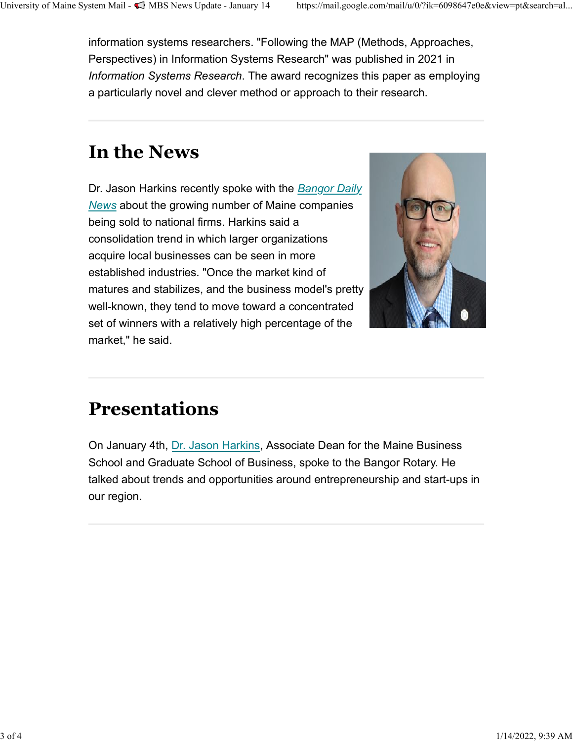information systems researchers. "Following the MAP (Methods, Approaches, Perspectives) in Information Systems Research" was published in 2021 in *Information Systems Research*. The award recognizes this paper as employing a particularly novel and clever method or approach to their research.

# In the News

Dr. Jason Harkins recently spoke with the *Bangor Daily News* about the growing number of Maine companies being sold to national firms. Harkins said a consolidation trend in which larger organizations acquire local businesses can be seen in more established industries. "Once the market kind of matures and stabilizes, and the business model's pretty well-known, they tend to move toward a concentrated set of winners with a relatively high percentage of the market," he said.

# Presentations

On January 4th, Dr. Jason Harkins, Associate Dean for the Maine Business School and Graduate School of Business, spoke to the Bangor Rotary. He talked about trends and opportunities around entrepreneurship and start-ups in our region.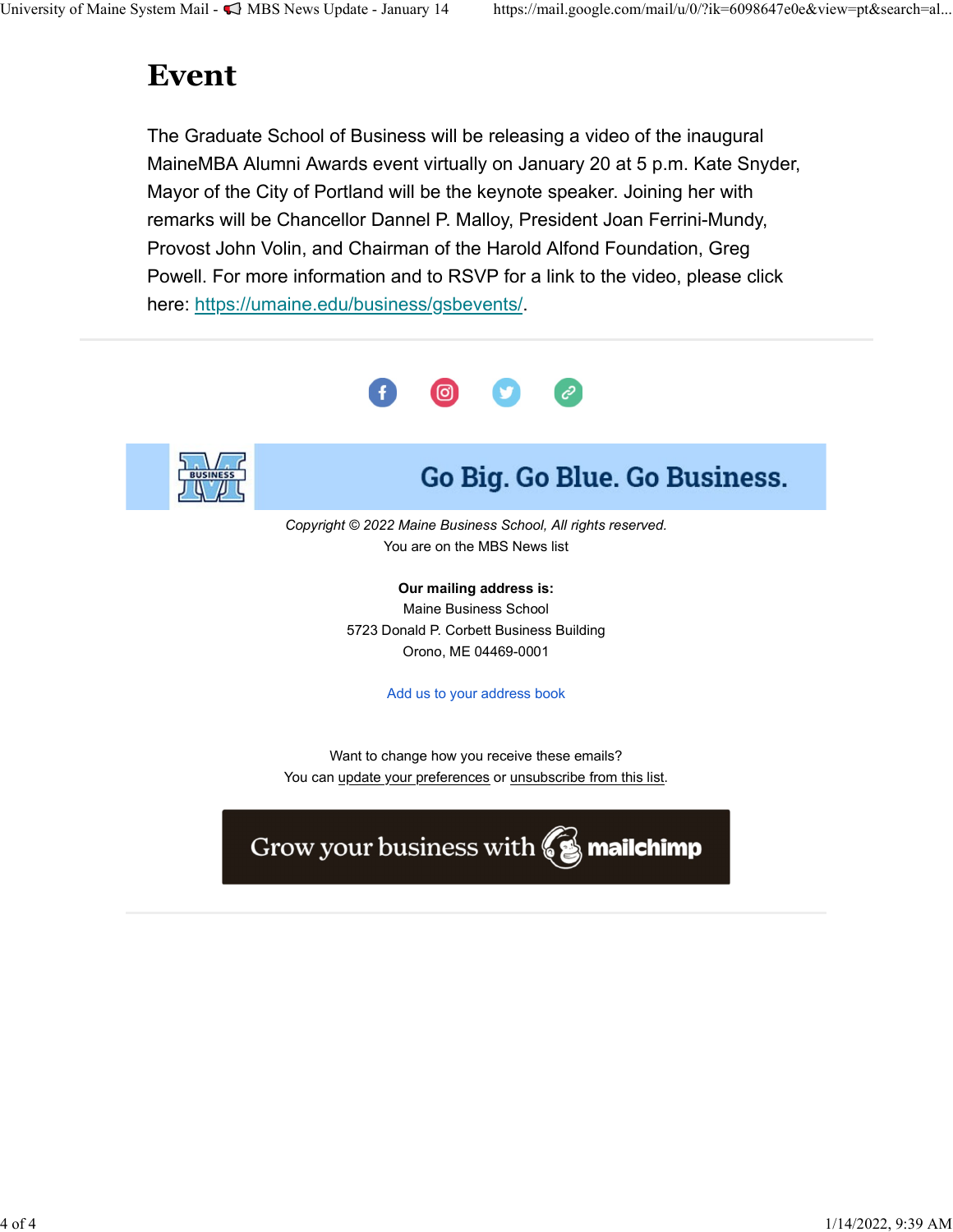# Event

The Graduate School of Business will be releasing a video of the inaugural MaineMBA Alumni Awards event virtually on January 20 at 5 p.m. Kate Snyder, Mayor of the City of Portland will be the keynote speaker. Joining her with remarks will be Chancellor Dannel P. Malloy, President Joan Ferrini-Mundy, Provost John Volin, and Chairman of the Harold Alfond Foundation, Greg Powell. For more information and to RSVP for a link to the video, please click here: https://umaine.edu/business/gsbevents/.

Go Big. Go Blue. Go Business.

*Copyright © 2022 Maine Business School, All rights reserved.*
You are on the MBS News list

**Our mailing address is:**
Maine Business School
5723 Donald P. Corbett Business Building
Orono, ME 04469-0001

Add us to your address book

Want to change how you receive these emails?
You can update your preferences or unsubscribe from this list.

Grow your business with mailchimp